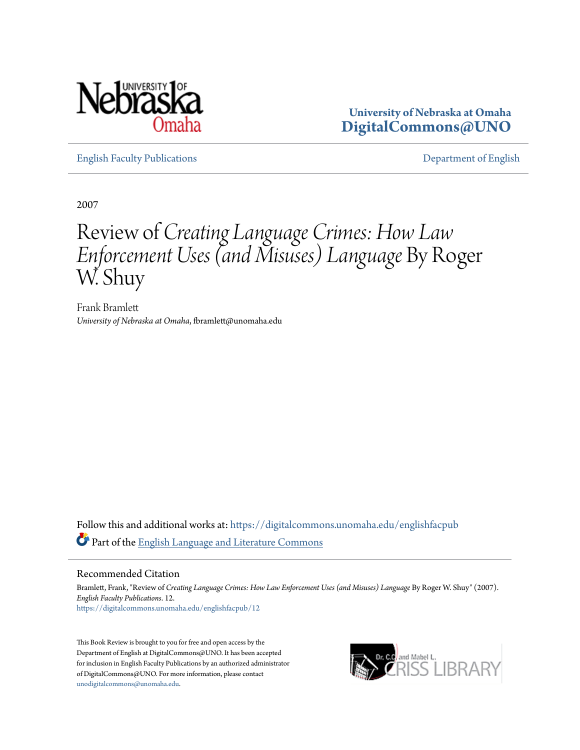University of Nebraska at Omaha
**DigitalCommons@UNO**

English Faculty Publications | Department of English

2007

# Review of *Creating Language Crimes: How Law Enforcement Uses (and Misuses) Language* By Roger W. Shuy

Frank Bramlett
*University of Nebraska at Omaha*, fbramlett@unomaha.edu

Follow this and additional works at: https://digitalcommons.unomaha.edu/englishfacpub

Part of the English Language and Literature Commons

## Recommended Citation

Bramlett, Frank, "Review of *Creating Language Crimes: How Law Enforcement Uses (and Misuses) Language* By Roger W. Shuy" (2007). *English Faculty Publications*. 12.
https://digitalcommons.unomaha.edu/englishfacpub/12

This Book Review is brought to you for free and open access by the Department of English at DigitalCommons@UNO. It has been accepted for inclusion in English Faculty Publications by an authorized administrator of DigitalCommons@UNO. For more information, please contact unodigitalcommons@unomaha.edu.

Dr. C.C. and Mabel L. Criss Library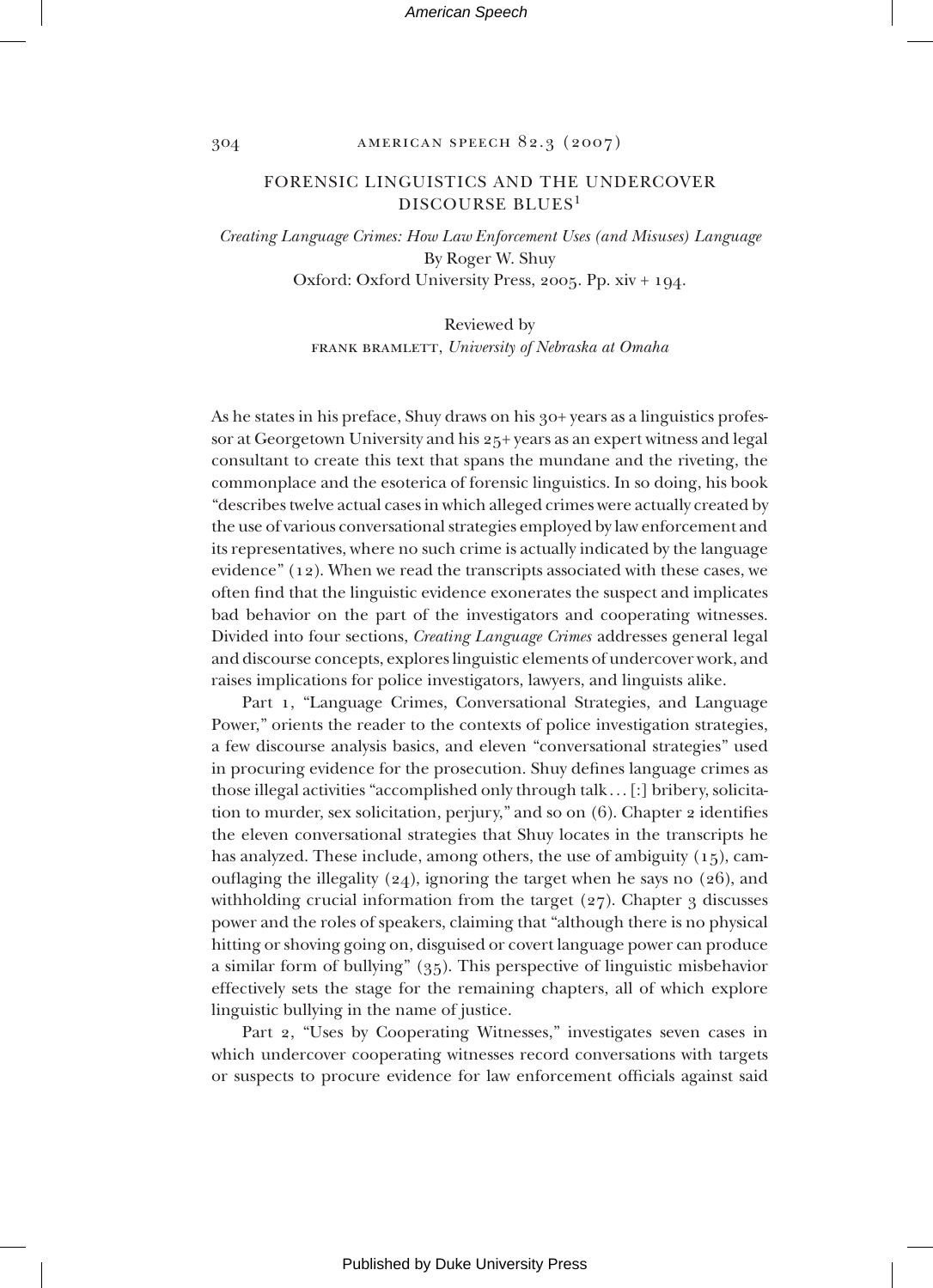## FORENSIC LINGUISTICS AND THE UNDERCOVER DISCOURSE BLUES[1]

*Creating Language Crimes: How Law Enforcement Uses (and Misuses) Language*
By Roger W. Shuy
Oxford: Oxford University Press, 2005. Pp. xiv + 194.

Reviewed by
FRANK BRAMLETT, *University of Nebraska at Omaha*

As he states in his preface, Shuy draws on his 30+ years as a linguistics professor at Georgetown University and his 25+ years as an expert witness and legal consultant to create this text that spans the mundane and the riveting, the commonplace and the esoterica of forensic linguistics. In so doing, his book "describes twelve actual cases in which alleged crimes were actually created by the use of various conversational strategies employed by law enforcement and its representatives, where no such crime is actually indicated by the language evidence" (12). When we read the transcripts associated with these cases, we often find that the linguistic evidence exonerates the suspect and implicates bad behavior on the part of the investigators and cooperating witnesses. Divided into four sections, *Creating Language Crimes* addresses general legal and discourse concepts, explores linguistic elements of undercover work, and raises implications for police investigators, lawyers, and linguists alike.

Part 1, "Language Crimes, Conversational Strategies, and Language Power," orients the reader to the contexts of police investigation strategies, a few discourse analysis basics, and eleven "conversational strategies" used in procuring evidence for the prosecution. Shuy defines language crimes as those illegal activities "accomplished only through talk . . . [:] bribery, solicitation to murder, sex solicitation, perjury," and so on (6). Chapter 2 identifies the eleven conversational strategies that Shuy locates in the transcripts he has analyzed. These include, among others, the use of ambiguity (15), camouflaging the illegality (24), ignoring the target when he says no (26), and withholding crucial information from the target (27). Chapter 3 discusses power and the roles of speakers, claiming that "although there is no physical hitting or shoving going on, disguised or covert language power can produce a similar form of bullying" (35). This perspective of linguistic misbehavior effectively sets the stage for the remaining chapters, all of which explore linguistic bullying in the name of justice.

Part 2, "Uses by Cooperating Witnesses," investigates seven cases in which undercover cooperating witnesses record conversations with targets or suspects to procure evidence for law enforcement officials against said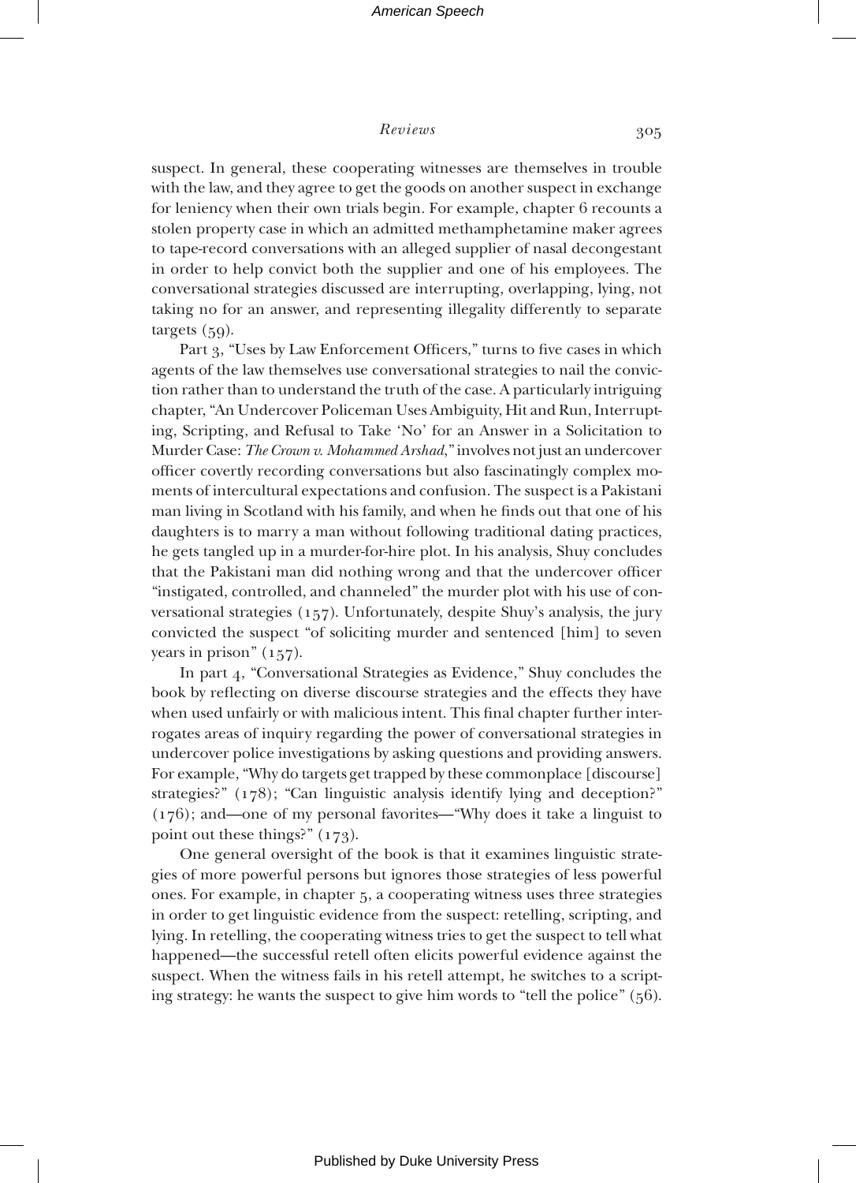suspect. In general, these cooperating witnesses are themselves in trouble with the law, and they agree to get the goods on another suspect in exchange for leniency when their own trials begin. For example, chapter 6 recounts a stolen property case in which an admitted methamphetamine maker agrees to tape-record conversations with an alleged supplier of nasal decongestant in order to help convict both the supplier and one of his employees. The conversational strategies discussed are interrupting, overlapping, lying, not taking no for an answer, and representing illegality differently to separate targets (59).

Part 3, "Uses by Law Enforcement Officers," turns to five cases in which agents of the law themselves use conversational strategies to nail the conviction rather than to understand the truth of the case. A particularly intriguing chapter, "An Undercover Policeman Uses Ambiguity, Hit and Run, Interrupting, Scripting, and Refusal to Take 'No' for an Answer in a Solicitation to Murder Case: *The Crown v. Mohammed Arshad*," involves not just an undercover officer covertly recording conversations but also fascinatingly complex moments of intercultural expectations and confusion. The suspect is a Pakistani man living in Scotland with his family, and when he finds out that one of his daughters is to marry a man without following traditional dating practices, he gets tangled up in a murder-for-hire plot. In his analysis, Shuy concludes that the Pakistani man did nothing wrong and that the undercover officer "instigated, controlled, and channeled" the murder plot with his use of conversational strategies (157). Unfortunately, despite Shuy's analysis, the jury convicted the suspect "of soliciting murder and sentenced [him] to seven years in prison" (157).

In part 4, "Conversational Strategies as Evidence," Shuy concludes the book by reflecting on diverse discourse strategies and the effects they have when used unfairly or with malicious intent. This final chapter further interrogates areas of inquiry regarding the power of conversational strategies in undercover police investigations by asking questions and providing answers. For example, "Why do targets get trapped by these commonplace [discourse] strategies?" (178); "Can linguistic analysis identify lying and deception?" (176); and—one of my personal favorites—"Why does it take a linguist to point out these things?" (173).

One general oversight of the book is that it examines linguistic strategies of more powerful persons but ignores those strategies of less powerful ones. For example, in chapter 5, a cooperating witness uses three strategies in order to get linguistic evidence from the suspect: retelling, scripting, and lying. In retelling, the cooperating witness tries to get the suspect to tell what happened—the successful retell often elicits powerful evidence against the suspect. When the witness fails in his retell attempt, he switches to a scripting strategy: he wants the suspect to give him words to "tell the police" (56).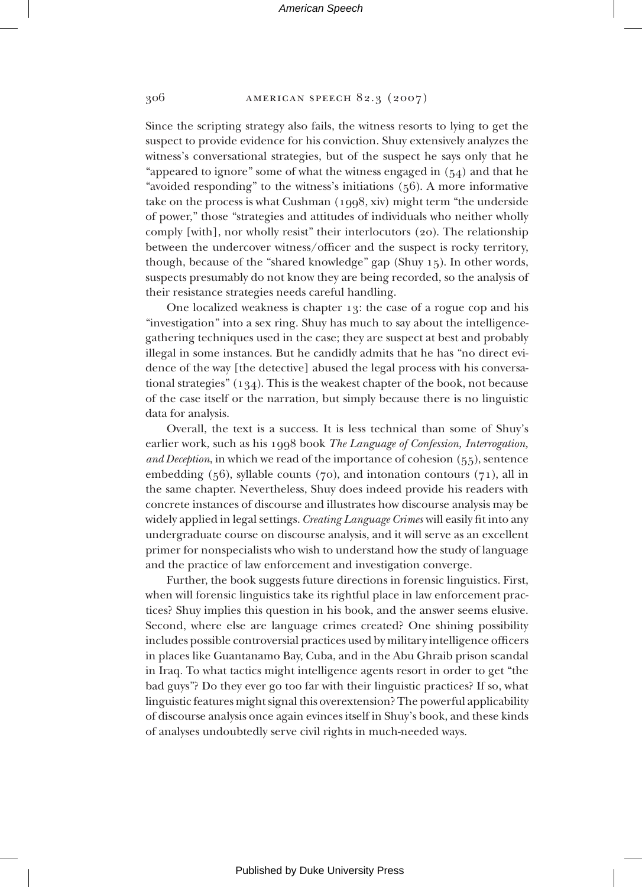Since the scripting strategy also fails, the witness resorts to lying to get the suspect to provide evidence for his conviction. Shuy extensively analyzes the witness's conversational strategies, but of the suspect he says only that he "appeared to ignore" some of what the witness engaged in (54) and that he "avoided responding" to the witness's initiations (56). A more informative take on the process is what Cushman (1998, xiv) might term "the underside of power," those "strategies and attitudes of individuals who neither wholly comply [with], nor wholly resist" their interlocutors (20). The relationship between the undercover witness/officer and the suspect is rocky territory, though, because of the "shared knowledge" gap (Shuy 15). In other words, suspects presumably do not know they are being recorded, so the analysis of their resistance strategies needs careful handling.

One localized weakness is chapter 13: the case of a rogue cop and his "investigation" into a sex ring. Shuy has much to say about the intelligence-gathering techniques used in the case; they are suspect at best and probably illegal in some instances. But he candidly admits that he has "no direct evidence of the way [the detective] abused the legal process with his conversational strategies" (134). This is the weakest chapter of the book, not because of the case itself or the narration, but simply because there is no linguistic data for analysis.

Overall, the text is a success. It is less technical than some of Shuy's earlier work, such as his 1998 book *The Language of Confession, Interrogation, and Deception*, in which we read of the importance of cohesion (55), sentence embedding (56), syllable counts (70), and intonation contours (71), all in the same chapter. Nevertheless, Shuy does indeed provide his readers with concrete instances of discourse and illustrates how discourse analysis may be widely applied in legal settings. *Creating Language Crimes* will easily fit into any undergraduate course on discourse analysis, and it will serve as an excellent primer for nonspecialists who wish to understand how the study of language and the practice of law enforcement and investigation converge.

Further, the book suggests future directions in forensic linguistics. First, when will forensic linguistics take its rightful place in law enforcement practices? Shuy implies this question in his book, and the answer seems elusive. Second, where else are language crimes created? One shining possibility includes possible controversial practices used by military intelligence officers in places like Guantanamo Bay, Cuba, and in the Abu Ghraib prison scandal in Iraq. To what tactics might intelligence agents resort in order to get "the bad guys"? Do they ever go too far with their linguistic practices? If so, what linguistic features might signal this overextension? The powerful applicability of discourse analysis once again evinces itself in Shuy's book, and these kinds of analyses undoubtedly serve civil rights in much-needed ways.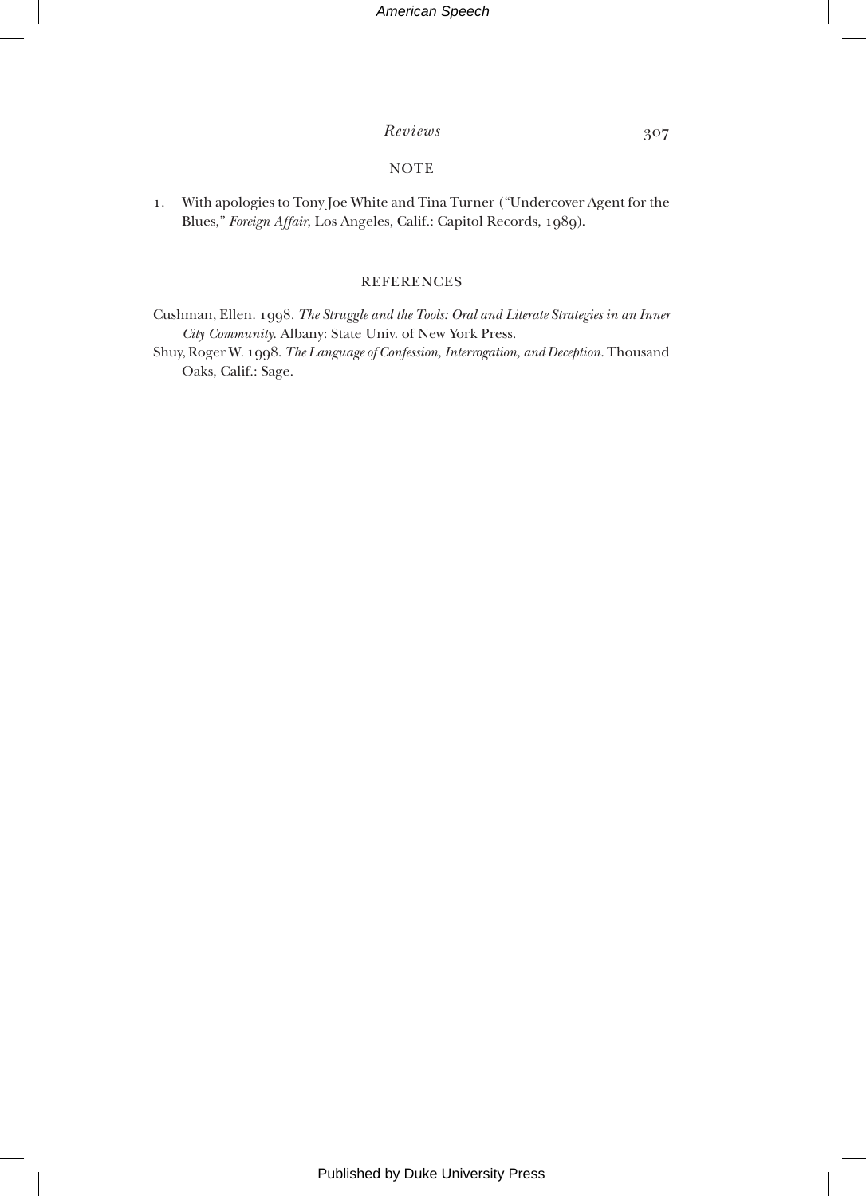## NOTE

1. With apologies to Tony Joe White and Tina Turner ("Undercover Agent for the Blues," *Foreign Affair*, Los Angeles, Calif.: Capitol Records, 1989).

## REFERENCES

Cushman, Ellen. 1998. *The Struggle and the Tools: Oral and Literate Strategies in an Inner City Community*. Albany: State Univ. of New York Press.

Shuy, Roger W. 1998. *The Language of Confession, Interrogation, and Deception*. Thousand Oaks, Calif.: Sage.